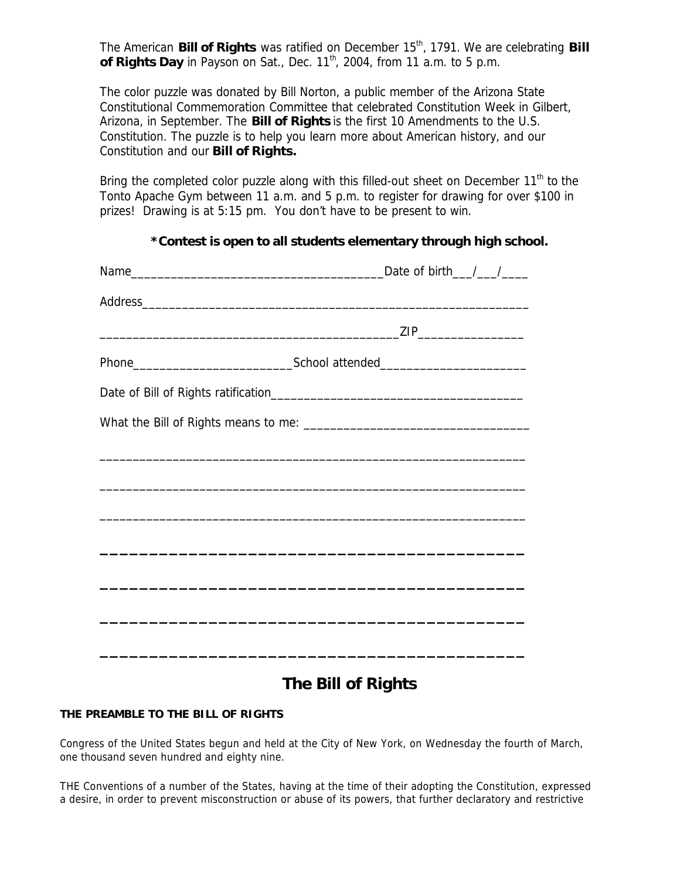The American **Bill of Rights** was ratified on December 15th, 1791. We are celebrating **Bill of Rights Day** in Payson on Sat., Dec. 11th, 2004, from 11 a.m. to 5 p.m.

The color puzzle was donated by Bill Norton, a public member of the Arizona State Constitutional Commemoration Committee that celebrated Constitution Week in Gilbert, Arizona, in September. The **Bill of Rights** is the first 10 Amendments to the U.S. Constitution. The puzzle is to help you learn more about American history, and our Constitution and our **Bill of Rights.**

Bring the completed color puzzle along with this filled-out sheet on December 11th to the Tonto Apache Gym between 11 a.m. and 5 p.m. to register for drawing for over $100 in prizes! Drawing is at 5:15 pm. You don't have to be present to win.

**\*Contest is open to all students elementary through high school.**

Name_____________________________________Date of birth___/___/____

Address_________________________________________________________

__________________________________________ZIP_______________

Phone_______________________School attended_____________________

Date of Bill of Rights ratification_____________________________________

What the Bill of Rights means to me: ________________________________

_________________________________________________________________

_________________________________________________________________

_________________________________________________________________

_________________________________________________________________

_________________________________________________________________

_________________________________________________________________

_________________________________________________________________

# The Bill of Rights

**THE PREAMBLE TO THE BILL OF RIGHTS**

Congress of the United States begun and held at the City of New York, on Wednesday the fourth of March, one thousand seven hundred and eighty nine.

THE Conventions of a number of the States, having at the time of their adopting the Constitution, expressed a desire, in order to prevent misconstruction or abuse of its powers, that further declaratory and restrictive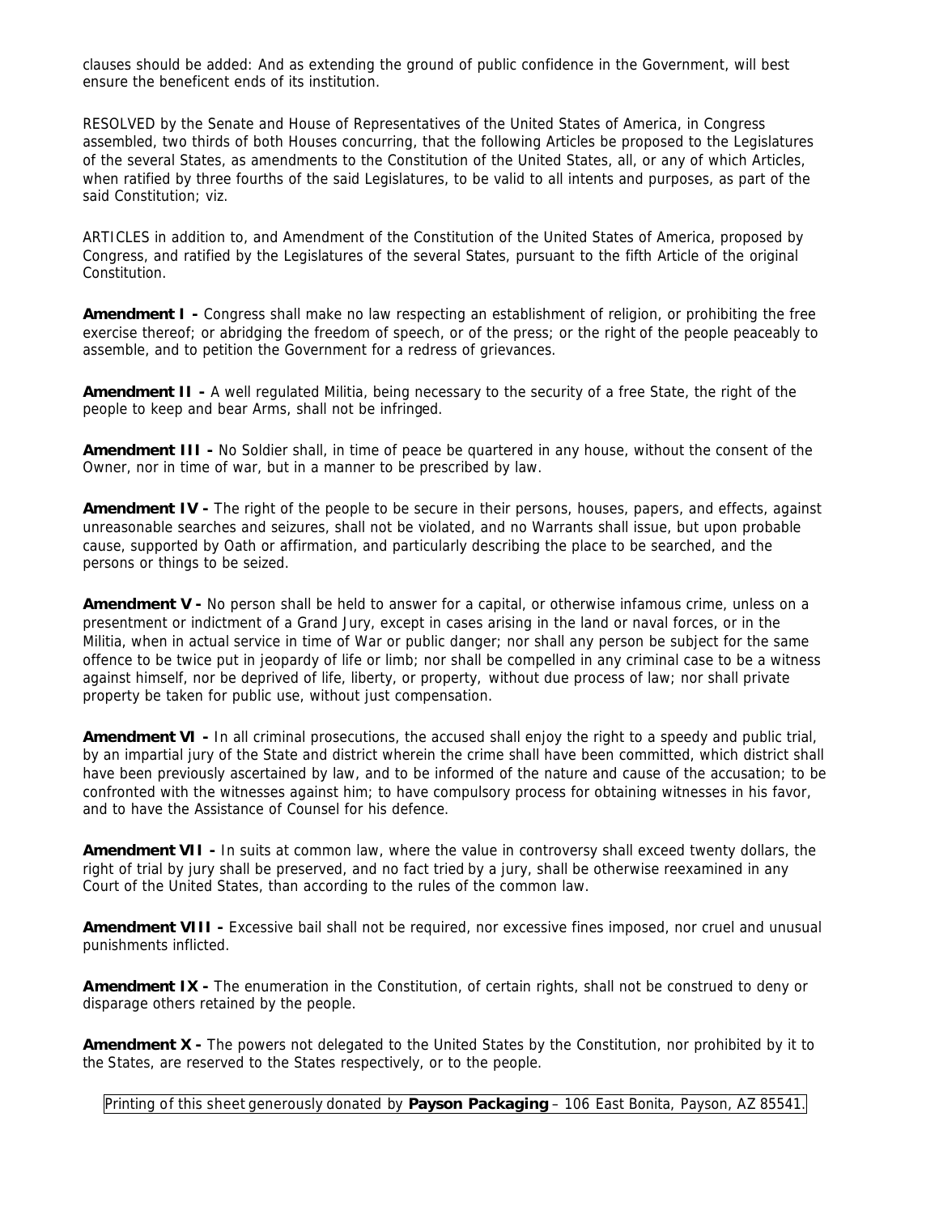clauses should be added: And as extending the ground of public confidence in the Government, will best ensure the beneficent ends of its institution.

RESOLVED by the Senate and House of Representatives of the United States of America, in Congress assembled, two thirds of both Houses concurring, that the following Articles be proposed to the Legislatures of the several States, as amendments to the Constitution of the United States, all, or any of which Articles, when ratified by three fourths of the said Legislatures, to be valid to all intents and purposes, as part of the said Constitution; viz.

ARTICLES in addition to, and Amendment of the Constitution of the United States of America, proposed by Congress, and ratified by the Legislatures of the several States, pursuant to the fifth Article of the original Constitution.

**Amendment I -** Congress shall make no law respecting an establishment of religion, or prohibiting the free exercise thereof; or abridging the freedom of speech, or of the press; or the right of the people peaceably to assemble, and to petition the Government for a redress of grievances.

**Amendment II -** A well regulated Militia, being necessary to the security of a free State, the right of the people to keep and bear Arms, shall not be infringed.

**Amendment III -** No Soldier shall, in time of peace be quartered in any house, without the consent of the Owner, nor in time of war, but in a manner to be prescribed by law.

**Amendment IV -** The right of the people to be secure in their persons, houses, papers, and effects, against unreasonable searches and seizures, shall not be violated, and no Warrants shall issue, but upon probable cause, supported by Oath or affirmation, and particularly describing the place to be searched, and the persons or things to be seized.

**Amendment V -** No person shall be held to answer for a capital, or otherwise infamous crime, unless on a presentment or indictment of a Grand Jury, except in cases arising in the land or naval forces, or in the Militia, when in actual service in time of War or public danger; nor shall any person be subject for the same offence to be twice put in jeopardy of life or limb; nor shall be compelled in any criminal case to be a witness against himself, nor be deprived of life, liberty, or property, without due process of law; nor shall private property be taken for public use, without just compensation.

**Amendment VI -** In all criminal prosecutions, the accused shall enjoy the right to a speedy and public trial, by an impartial jury of the State and district wherein the crime shall have been committed, which district shall have been previously ascertained by law, and to be informed of the nature and cause of the accusation; to be confronted with the witnesses against him; to have compulsory process for obtaining witnesses in his favor, and to have the Assistance of Counsel for his defence.

**Amendment VII -** In suits at common law, where the value in controversy shall exceed twenty dollars, the right of trial by jury shall be preserved, and no fact tried by a jury, shall be otherwise reexamined in any Court of the United States, than according to the rules of the common law.

**Amendment VIII -** Excessive bail shall not be required, nor excessive fines imposed, nor cruel and unusual punishments inflicted.

**Amendment IX -** The enumeration in the Constitution, of certain rights, shall not be construed to deny or disparage others retained by the people.

**Amendment X -** The powers not delegated to the United States by the Constitution, nor prohibited by it to the States, are reserved to the States respectively, or to the people.

Printing of this sheet generously donated by **Payson Packaging** – 106 East Bonita, Payson, AZ 85541.